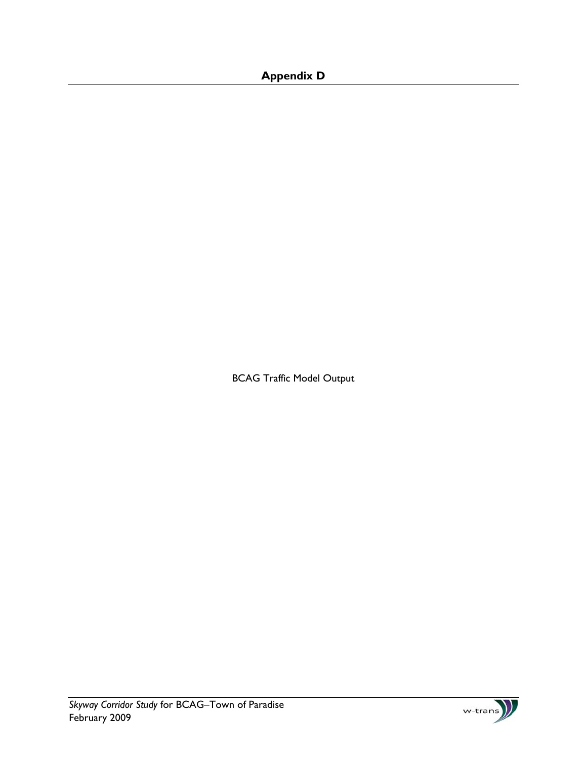# Appendix D

BCAG Traffic Model Output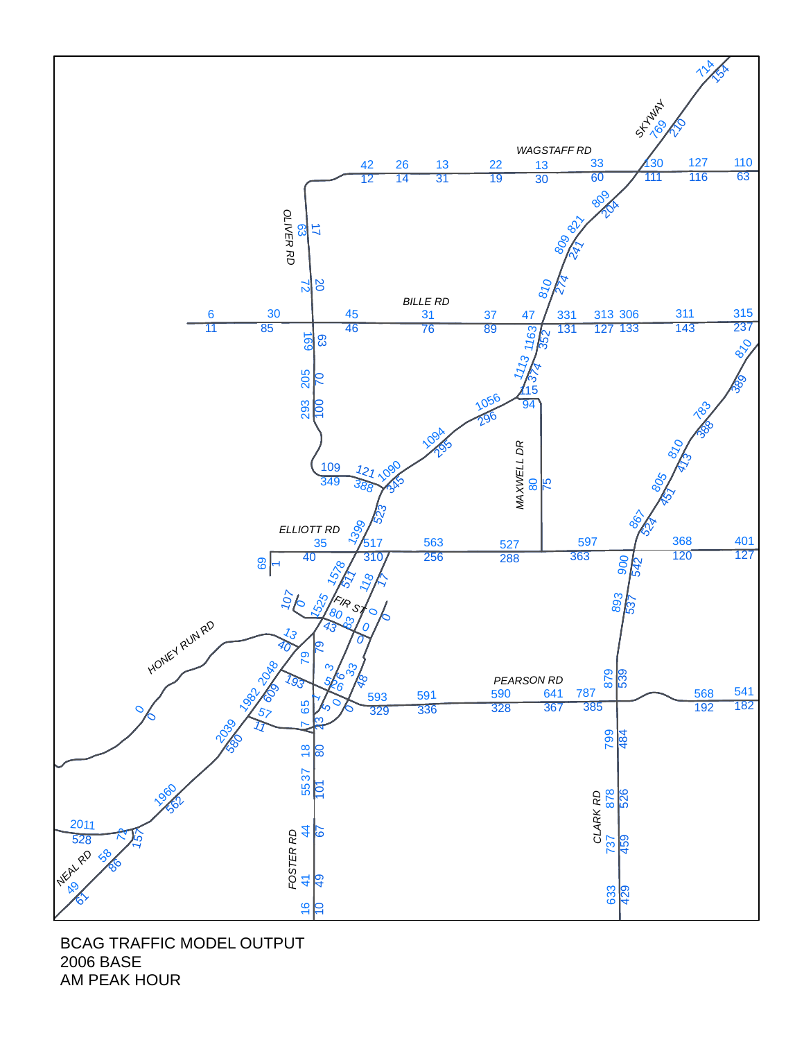BCAG TRAFFIC MODEL OUTPUT
2006 BASE
AM PEAK HOUR

WAGSTAFF RD
SKYWAY
OLIVER RD
BILLE RD
MAXWELL DR
ELLIOTT RD
FIR ST
HONEY RUN RD
PEARSON RD
CLARK RD
FOSTER RD
NEAL RD

714 154 769 210 42 12 26 14 13 31 22 19 13 30 33 60 130 111 127 116 110 63 809 204 821 241 809 17 63 20 72 810 274 6 11 30 85 45 46 31 76 37 89 47 1163 352 331 131 313 127 306 133 311 143 315 237 810 389 169 63 205 70 293 100 1113 374 115 94 1056 296 1094 295 783 388 810 413 109 349 121 388 1090 345 80 75 805 451 867 524 523 1399 35 40 517 310 563 256 527 288 597 363 368 120 401 127 69 1 900 542 1578 511 118 17 107 0 1525 80 43 83 0 0 0 0 893 537 13 40 79 2048 609 193 3 26 6 33 48 5 1 65 5 0 593 329 591 336 590 328 641 367 787 385 879 539 568 192 541 182 0 0 1982 57 11 2039 580 7 23 18 80 799 484 37 55 101 878 526 1960 562 2011 528 72 157 58 86 44 67 737 459 49 61 41 49 16 10 633 429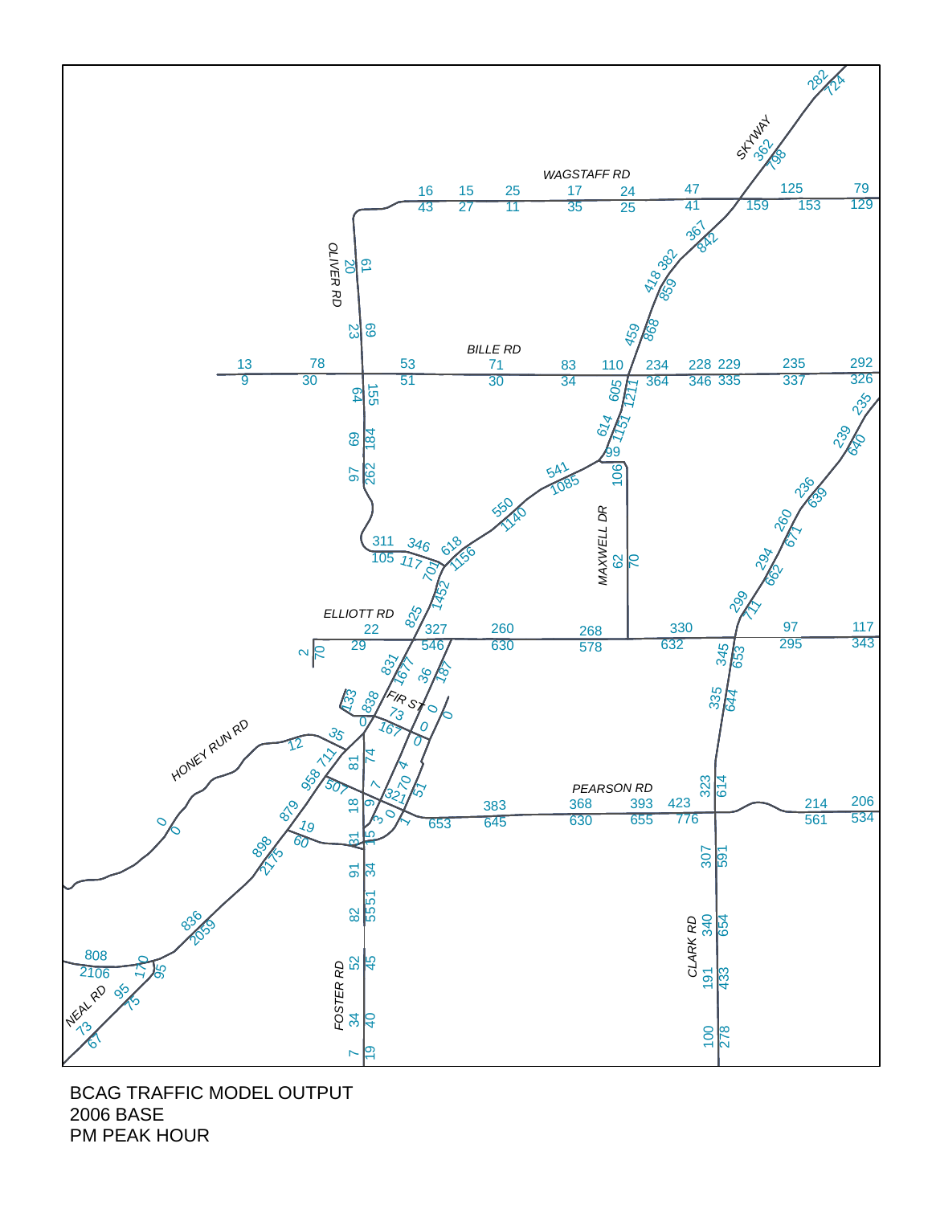BCAG TRAFFIC MODEL OUTPUT
2006 BASE
PM PEAK HOUR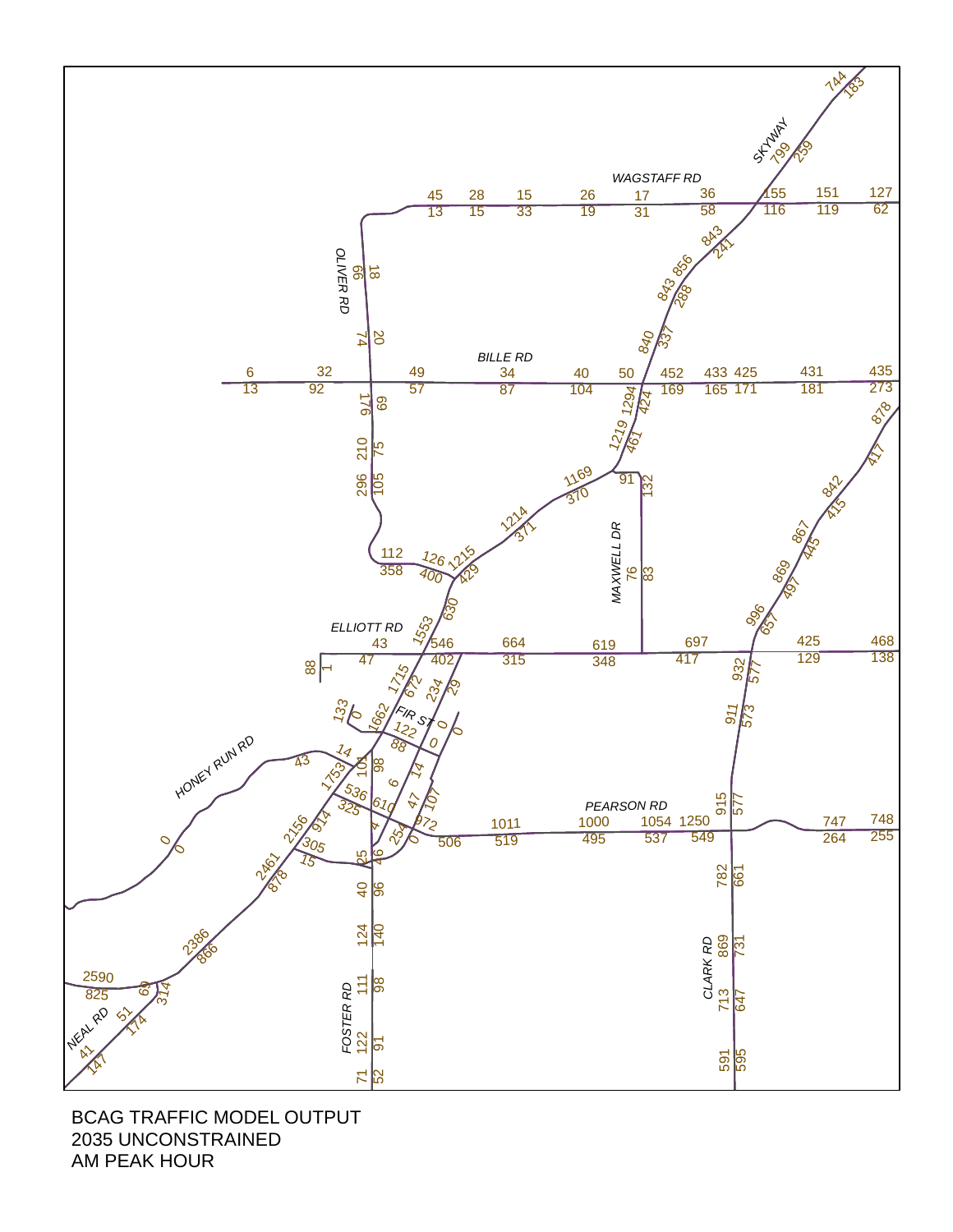BCAG TRAFFIC MODEL OUTPUT
2035 UNCONSTRAINED
AM PEAK HOUR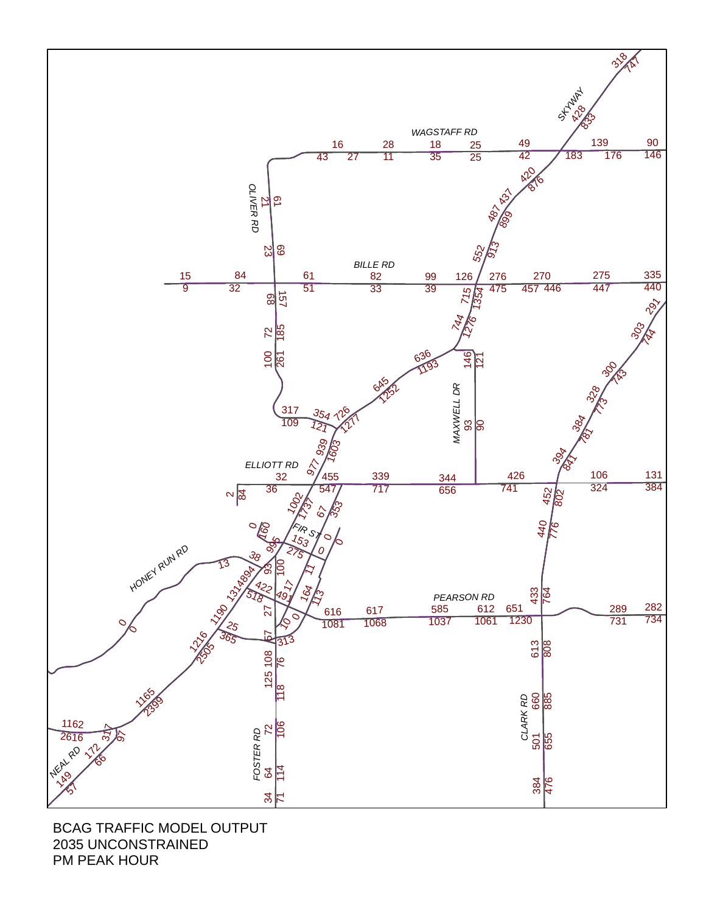SKYWAY

318
747
428
833

WAGSTAFF RD

16
43
28
27
11
18
35
25
25
49
42
139
183
176
90
146

420
876
437
487
899

OLIVER RD

21
61
23
69

BILLE RD

15
9
84
32
61
51
82
33
99
39
126
276
475
270
457
446
275
447
335
440

552
913
715
1354
744
1276
68
157
72
185
100
261

291
303
744

MAXWELL DR

146
121
93
90

636
1193
645
1252
317
109
354
121
726
1277
939
1603
977

300
743
328
773
384
781
394
841

ELLIOTT RD

32
36
455
547
339
717
344
656
426
741
106
324
131
384

2
84
1002
1737
67
353
452
802
440
776

FIR ST

0
160
996
153
275
0
0
0
100
93
38
13

HONEY RUN RD

1314
894
422
518
49
17
11
164
113

PEARSON RD

616
1081
617
1068
585
1037
612
1061
651
1230
433
764
289
731
282
734

0
0
1190
27
10
0
25
365
67
313
1216
2505
108
76
125
118
613
808

CLARK RD

660
885
501
655
384
476

1165
2399
1162
2616
317
97
172
66

NEAL RD

149
57

FOSTER RD

72
106
64
114
34
71

BCAG TRAFFIC MODEL OUTPUT
2035 UNCONSTRAINED
PM PEAK HOUR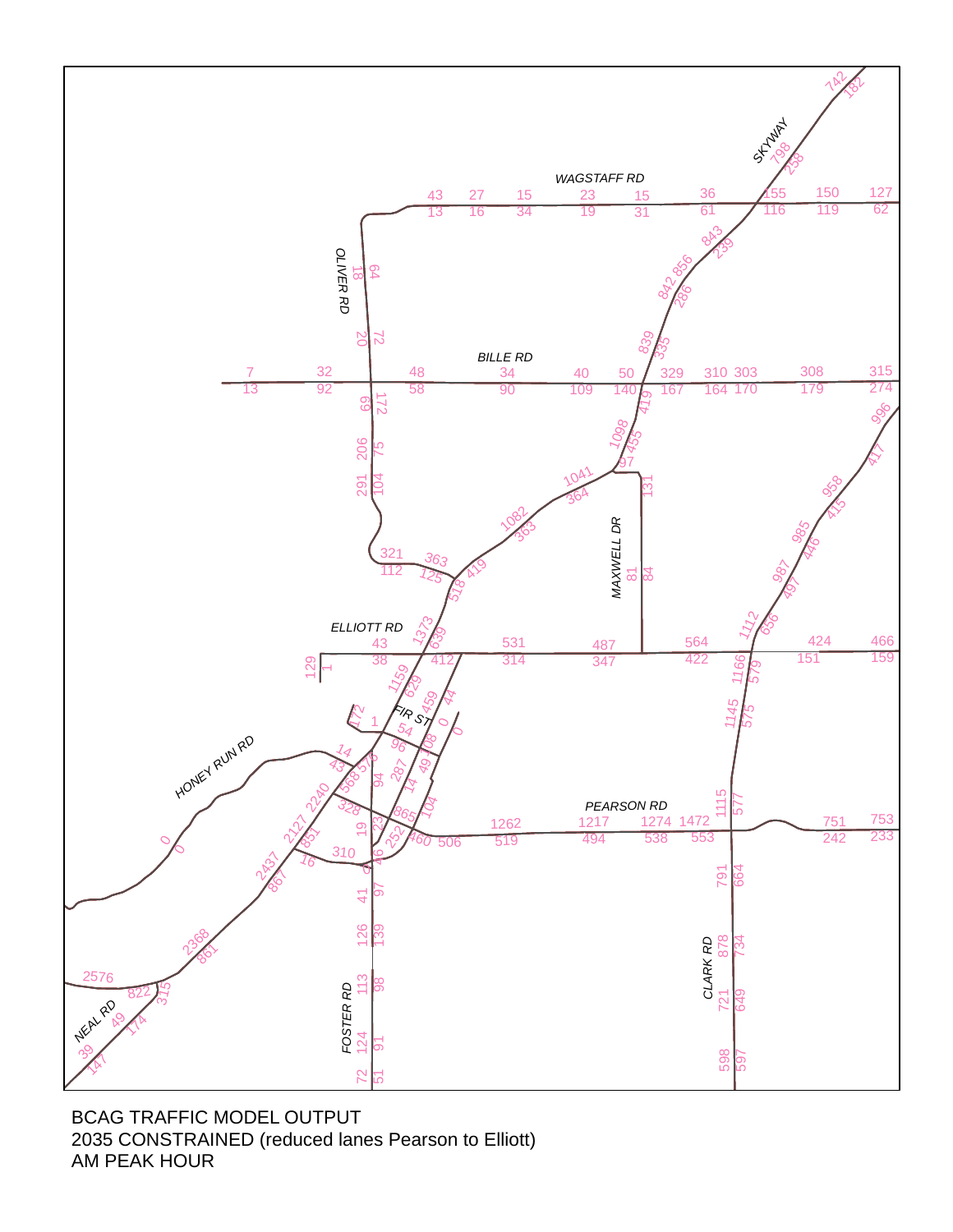WAGSTAFF RD

SKYWAY

OLIVER RD

BILLE RD

MAXWELL DR

ELLIOTT RD

FIR ST

HONEY RUN RD

PEARSON RD

CLARK RD

FOSTER RD

NEAL RD

BCAG TRAFFIC MODEL OUTPUT
2035 CONSTRAINED (reduced lanes Pearson to Elliott)
AM PEAK HOUR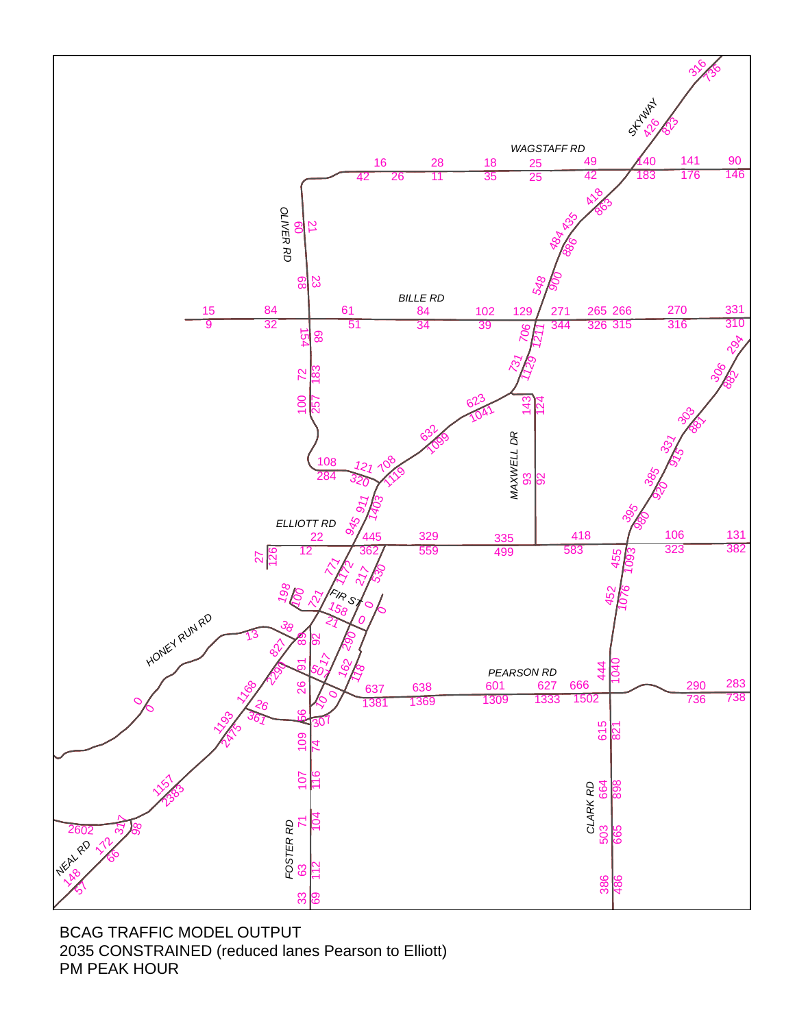WAGSTAFF RD

SKYWAY

OLIVER RD

BILLE RD

MAXWELL DR

ELLIOTT RD

FIR ST

HONEY RUN RD

PEARSON RD

CLARK RD

FOSTER RD

NEAL RD

BCAG TRAFFIC MODEL OUTPUT

2035 CONSTRAINED (reduced lanes Pearson to Elliott)

PM PEAK HOUR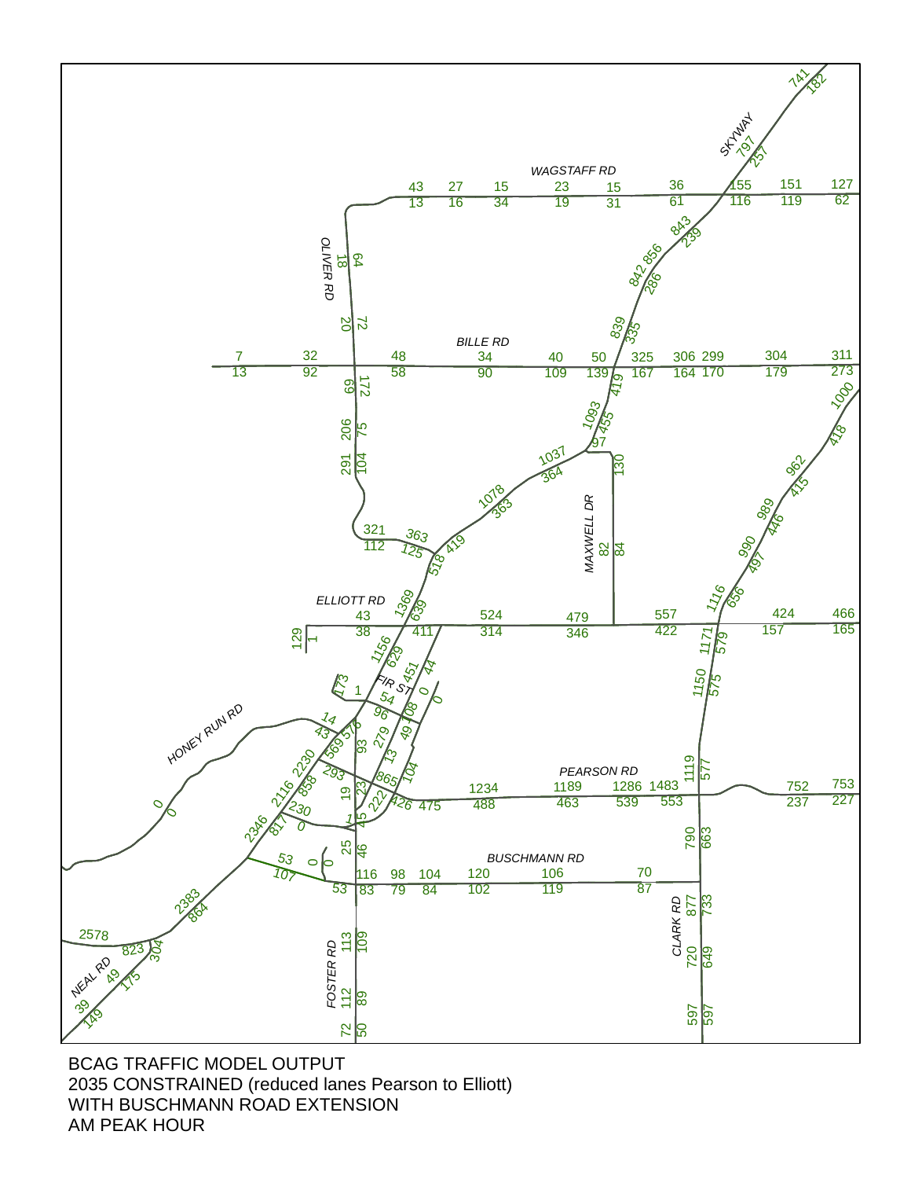BCAG TRAFFIC MODEL OUTPUT
2035 CONSTRAINED (reduced lanes Pearson to Elliott)
WITH BUSCHMANN ROAD EXTENSION
AM PEAK HOUR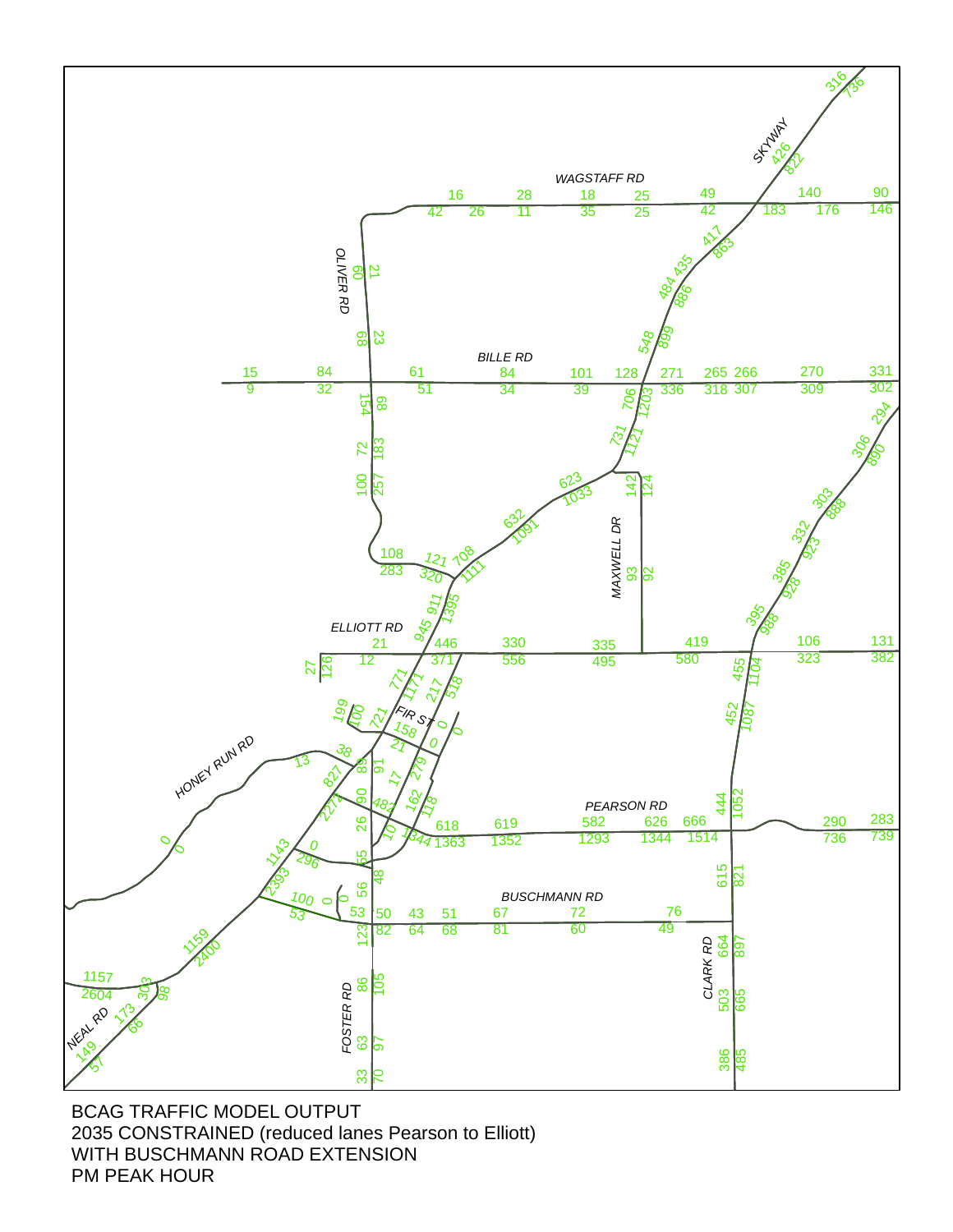SKYWAY

WAGSTAFF RD

OLIVER RD

BILLE RD

MAXWELL DR

ELLIOTT RD

FIR ST

HONEY RUN RD

PEARSON RD

BUSCHMANN RD

CLARK RD

FOSTER RD

NEAL RD

BCAG TRAFFIC MODEL OUTPUT
2035 CONSTRAINED (reduced lanes Pearson to Elliott)
WITH BUSCHMANN ROAD EXTENSION
PM PEAK HOUR